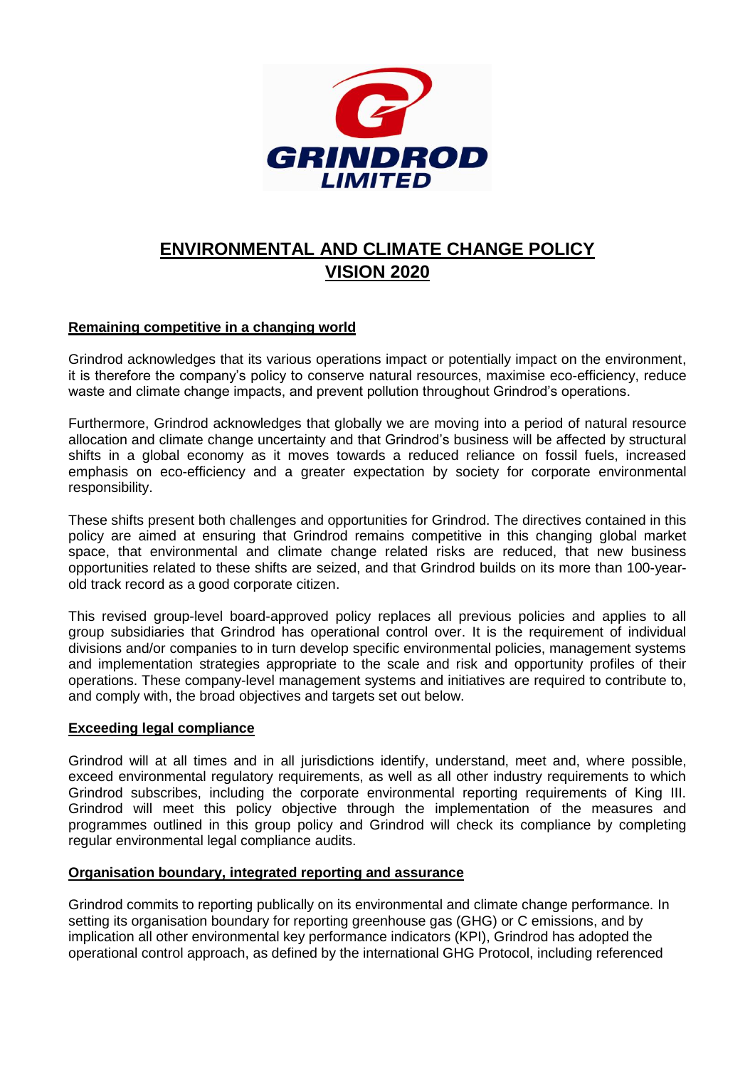# ENVIRONMENTAL AND CLIMATE CHANGE POLICY VISION 2020

## Remaining competitive in a changing world

Grindrod acknowledges that its various operations impact or potentially impact on the environment, it is therefore the company's policy to conserve natural resources, maximise eco-efficiency, reduce waste and climate change impacts, and prevent pollution throughout Grindrod's operations.

Furthermore, Grindrod acknowledges that globally we are moving into a period of natural resource allocation and climate change uncertainty and that Grindrod's business will be affected by structural shifts in a global economy as it moves towards a reduced reliance on fossil fuels, increased emphasis on eco-efficiency and a greater expectation by society for corporate environmental responsibility.

These shifts present both challenges and opportunities for Grindrod. The directives contained in this policy are aimed at ensuring that Grindrod remains competitive in this changing global market space, that environmental and climate change related risks are reduced, that new business opportunities related to these shifts are seized, and that Grindrod builds on its more than 100-year-old track record as a good corporate citizen.

This revised group-level board-approved policy replaces all previous policies and applies to all group subsidiaries that Grindrod has operational control over. It is the requirement of individual divisions and/or companies to in turn develop specific environmental policies, management systems and implementation strategies appropriate to the scale and risk and opportunity profiles of their operations. These company-level management systems and initiatives are required to contribute to, and comply with, the broad objectives and targets set out below.

## Exceeding legal compliance

Grindrod will at all times and in all jurisdictions identify, understand, meet and, where possible, exceed environmental regulatory requirements, as well as all other industry requirements to which Grindrod subscribes, including the corporate environmental reporting requirements of King III. Grindrod will meet this policy objective through the implementation of the measures and programmes outlined in this group policy and Grindrod will check its compliance by completing regular environmental legal compliance audits.

## Organisation boundary, integrated reporting and assurance

Grindrod commits to reporting publically on its environmental and climate change performance. In setting its organisation boundary for reporting greenhouse gas (GHG) or C emissions, and by implication all other environmental key performance indicators (KPI), Grindrod has adopted the operational control approach, as defined by the international GHG Protocol, including referenced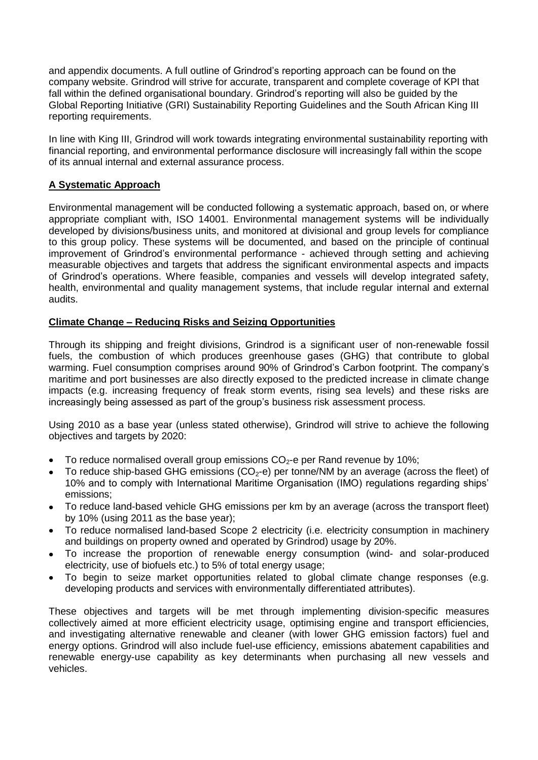and appendix documents. A full outline of Grindrod's reporting approach can be found on the company website. Grindrod will strive for accurate, transparent and complete coverage of KPI that fall within the defined organisational boundary. Grindrod's reporting will also be guided by the Global Reporting Initiative (GRI) Sustainability Reporting Guidelines and the South African King III reporting requirements.

In line with King III, Grindrod will work towards integrating environmental sustainability reporting with financial reporting, and environmental performance disclosure will increasingly fall within the scope of its annual internal and external assurance process.

## A Systematic Approach

Environmental management will be conducted following a systematic approach, based on, or where appropriate compliant with, ISO 14001. Environmental management systems will be individually developed by divisions/business units, and monitored at divisional and group levels for compliance to this group policy. These systems will be documented, and based on the principle of continual improvement of Grindrod's environmental performance - achieved through setting and achieving measurable objectives and targets that address the significant environmental aspects and impacts of Grindrod's operations. Where feasible, companies and vessels will develop integrated safety, health, environmental and quality management systems, that include regular internal and external audits.

## Climate Change – Reducing Risks and Seizing Opportunities

Through its shipping and freight divisions, Grindrod is a significant user of non-renewable fossil fuels, the combustion of which produces greenhouse gases (GHG) that contribute to global warming. Fuel consumption comprises around 90% of Grindrod's Carbon footprint. The company's maritime and port businesses are also directly exposed to the predicted increase in climate change impacts (e.g. increasing frequency of freak storm events, rising sea levels) and these risks are increasingly being assessed as part of the group's business risk assessment process.

Using 2010 as a base year (unless stated otherwise), Grindrod will strive to achieve the following objectives and targets by 2020:

- To reduce normalised overall group emissions $CO_2$-e per Rand revenue by 10%;
- To reduce ship-based GHG emissions ($CO_2$-e) per tonne/NM by an average (across the fleet) of 10% and to comply with International Maritime Organisation (IMO) regulations regarding ships' emissions;
- To reduce land-based vehicle GHG emissions per km by an average (across the transport fleet) by 10% (using 2011 as the base year);
- To reduce normalised land-based Scope 2 electricity (i.e. electricity consumption in machinery and buildings on property owned and operated by Grindrod) usage by 20%.
- To increase the proportion of renewable energy consumption (wind- and solar-produced electricity, use of biofuels etc.) to 5% of total energy usage;
- To begin to seize market opportunities related to global climate change responses (e.g. developing products and services with environmentally differentiated attributes).

These objectives and targets will be met through implementing division-specific measures collectively aimed at more efficient electricity usage, optimising engine and transport efficiencies, and investigating alternative renewable and cleaner (with lower GHG emission factors) fuel and energy options. Grindrod will also include fuel-use efficiency, emissions abatement capabilities and renewable energy-use capability as key determinants when purchasing all new vessels and vehicles.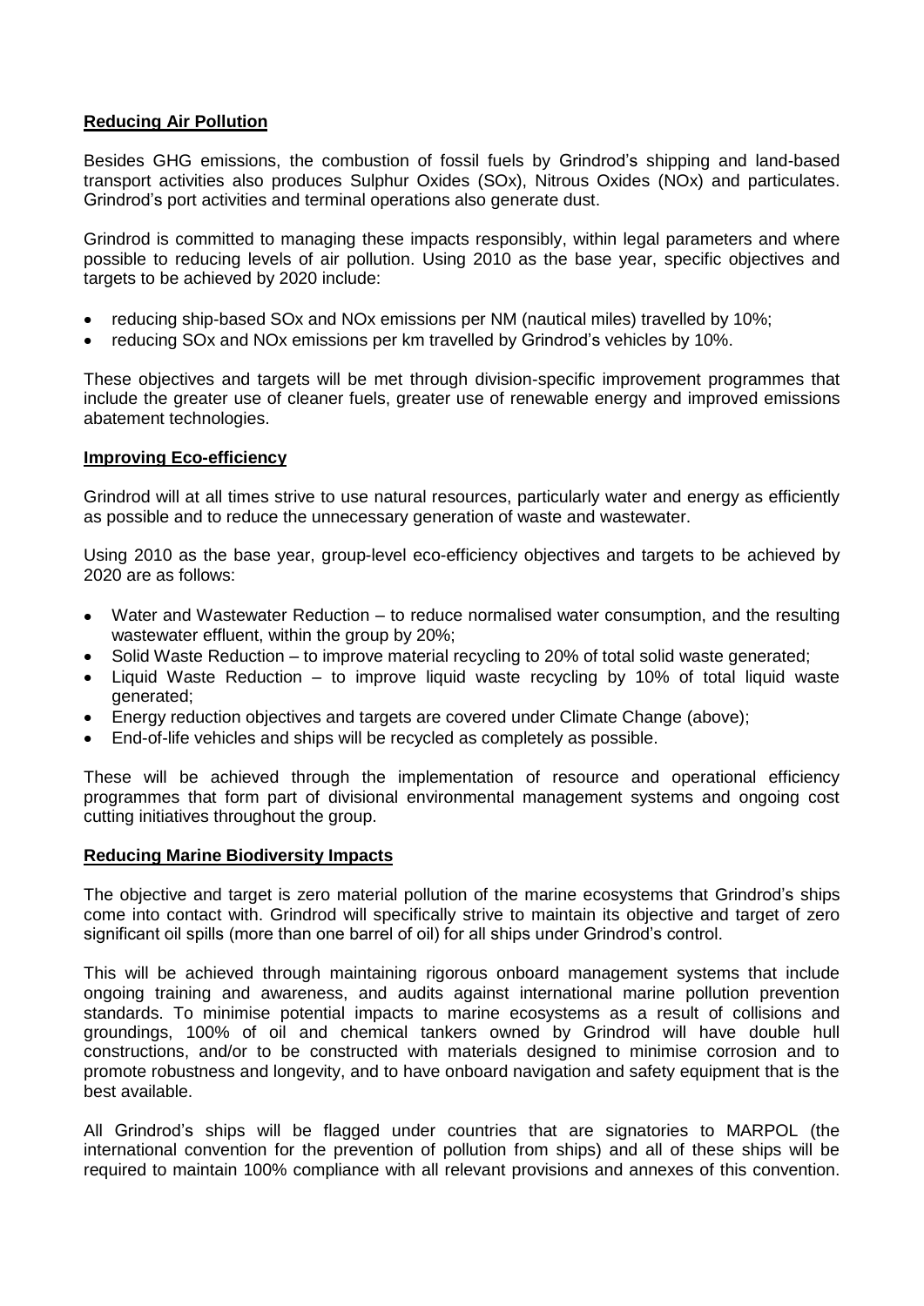**Reducing Air Pollution**

Besides GHG emissions, the combustion of fossil fuels by Grindrod's shipping and land-based transport activities also produces Sulphur Oxides (SOx), Nitrous Oxides (NOx) and particulates. Grindrod's port activities and terminal operations also generate dust.

Grindrod is committed to managing these impacts responsibly, within legal parameters and where possible to reducing levels of air pollution. Using 2010 as the base year, specific objectives and targets to be achieved by 2020 include:

- reducing ship-based SOx and NOx emissions per NM (nautical miles) travelled by 10%;
- reducing SOx and NOx emissions per km travelled by Grindrod's vehicles by 10%.

These objectives and targets will be met through division-specific improvement programmes that include the greater use of cleaner fuels, greater use of renewable energy and improved emissions abatement technologies.

**Improving Eco-efficiency**

Grindrod will at all times strive to use natural resources, particularly water and energy as efficiently as possible and to reduce the unnecessary generation of waste and wastewater.

Using 2010 as the base year, group-level eco-efficiency objectives and targets to be achieved by 2020 are as follows:

- Water and Wastewater Reduction – to reduce normalised water consumption, and the resulting wastewater effluent, within the group by 20%;
- Solid Waste Reduction – to improve material recycling to 20% of total solid waste generated;
- Liquid Waste Reduction – to improve liquid waste recycling by 10% of total liquid waste generated;
- Energy reduction objectives and targets are covered under Climate Change (above);
- End-of-life vehicles and ships will be recycled as completely as possible.

These will be achieved through the implementation of resource and operational efficiency programmes that form part of divisional environmental management systems and ongoing cost cutting initiatives throughout the group.

**Reducing Marine Biodiversity Impacts**

The objective and target is zero material pollution of the marine ecosystems that Grindrod's ships come into contact with. Grindrod will specifically strive to maintain its objective and target of zero significant oil spills (more than one barrel of oil) for all ships under Grindrod's control.

This will be achieved through maintaining rigorous onboard management systems that include ongoing training and awareness, and audits against international marine pollution prevention standards. To minimise potential impacts to marine ecosystems as a result of collisions and groundings, 100% of oil and chemical tankers owned by Grindrod will have double hull constructions, and/or to be constructed with materials designed to minimise corrosion and to promote robustness and longevity, and to have onboard navigation and safety equipment that is the best available.

All Grindrod's ships will be flagged under countries that are signatories to MARPOL (the international convention for the prevention of pollution from ships) and all of these ships will be required to maintain 100% compliance with all relevant provisions and annexes of this convention.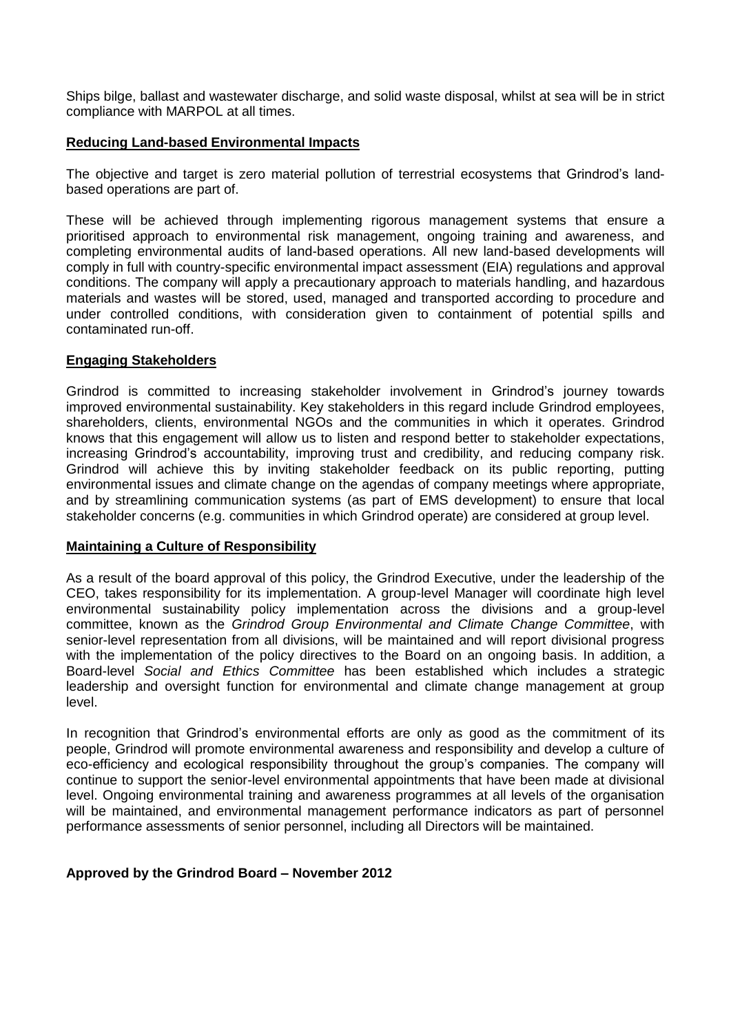Ships bilge, ballast and wastewater discharge, and solid waste disposal, whilst at sea will be in strict compliance with MARPOL at all times.

## Reducing Land-based Environmental Impacts

The objective and target is zero material pollution of terrestrial ecosystems that Grindrod's land-based operations are part of.

These will be achieved through implementing rigorous management systems that ensure a prioritised approach to environmental risk management, ongoing training and awareness, and completing environmental audits of land-based operations. All new land-based developments will comply in full with country-specific environmental impact assessment (EIA) regulations and approval conditions. The company will apply a precautionary approach to materials handling, and hazardous materials and wastes will be stored, used, managed and transported according to procedure and under controlled conditions, with consideration given to containment of potential spills and contaminated run-off.

## Engaging Stakeholders

Grindrod is committed to increasing stakeholder involvement in Grindrod's journey towards improved environmental sustainability. Key stakeholders in this regard include Grindrod employees, shareholders, clients, environmental NGOs and the communities in which it operates. Grindrod knows that this engagement will allow us to listen and respond better to stakeholder expectations, increasing Grindrod's accountability, improving trust and credibility, and reducing company risk. Grindrod will achieve this by inviting stakeholder feedback on its public reporting, putting environmental issues and climate change on the agendas of company meetings where appropriate, and by streamlining communication systems (as part of EMS development) to ensure that local stakeholder concerns (e.g. communities in which Grindrod operate) are considered at group level.

## Maintaining a Culture of Responsibility

As a result of the board approval of this policy, the Grindrod Executive, under the leadership of the CEO, takes responsibility for its implementation. A group-level Manager will coordinate high level environmental sustainability policy implementation across the divisions and a group-level committee, known as the *Grindrod Group Environmental and Climate Change Committee*, with senior-level representation from all divisions, will be maintained and will report divisional progress with the implementation of the policy directives to the Board on an ongoing basis. In addition, a Board-level *Social and Ethics Committee* has been established which includes a strategic leadership and oversight function for environmental and climate change management at group level.

In recognition that Grindrod's environmental efforts are only as good as the commitment of its people, Grindrod will promote environmental awareness and responsibility and develop a culture of eco-efficiency and ecological responsibility throughout the group's companies. The company will continue to support the senior-level environmental appointments that have been made at divisional level. Ongoing environmental training and awareness programmes at all levels of the organisation will be maintained, and environmental management performance indicators as part of personnel performance assessments of senior personnel, including all Directors will be maintained.

**Approved by the Grindrod Board – November 2012**